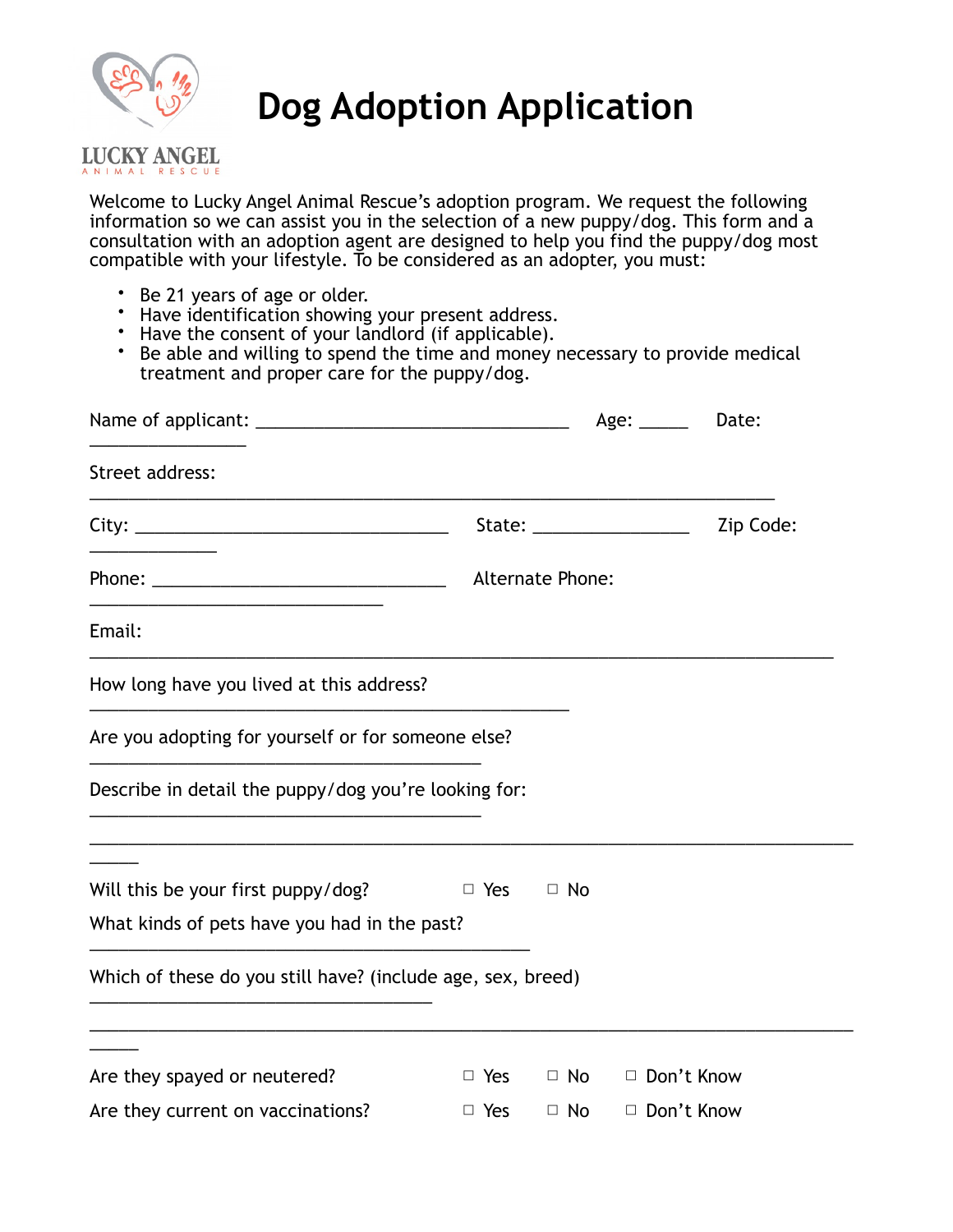LUCKY ANGEL
ANIMAL RESCUE

# Dog Adoption Application

Welcome to Lucky Angel Animal Rescue's adoption program. We request the following information so we can assist you in the selection of a new puppy/dog. This form and a consultation with an adoption agent are designed to help you find the puppy/dog most compatible with your lifestyle. To be considered as an adopter, you must:

- Be 21 years of age or older.
- Have identification showing your present address.
- Have the consent of your landlord (if applicable).
- Be able and willing to spend the time and money necessary to provide medical treatment and proper care for the puppy/dog.

Name of applicant: __________________________________ Age: _____ Date: _________________

Street address: ___________________________________________________________________________

City: __________________________________ State: _________________ Zip Code: ______________

Phone: ________________________________ Alternate Phone: ________________________________

Email: ___________________________________________________________________________________

How long have you lived at this address? _____________________________________________________

Are you adopting for yourself or for someone else? _________________________________________

Describe in detail the puppy/dog you're looking for: _________________________________________

___________________________________________________________________________________________

Will this be your first puppy/dog? ☐ Yes ☐ No

What kinds of pets have you had in the past? ________________________________________________

Which of these do you still have? (include age, sex, breed) _____________________________________

___________________________________________________________________________________________

Are they spayed or neutered? ☐ Yes ☐ No ☐ Don't Know

Are they current on vaccinations? ☐ Yes ☐ No ☐ Don't Know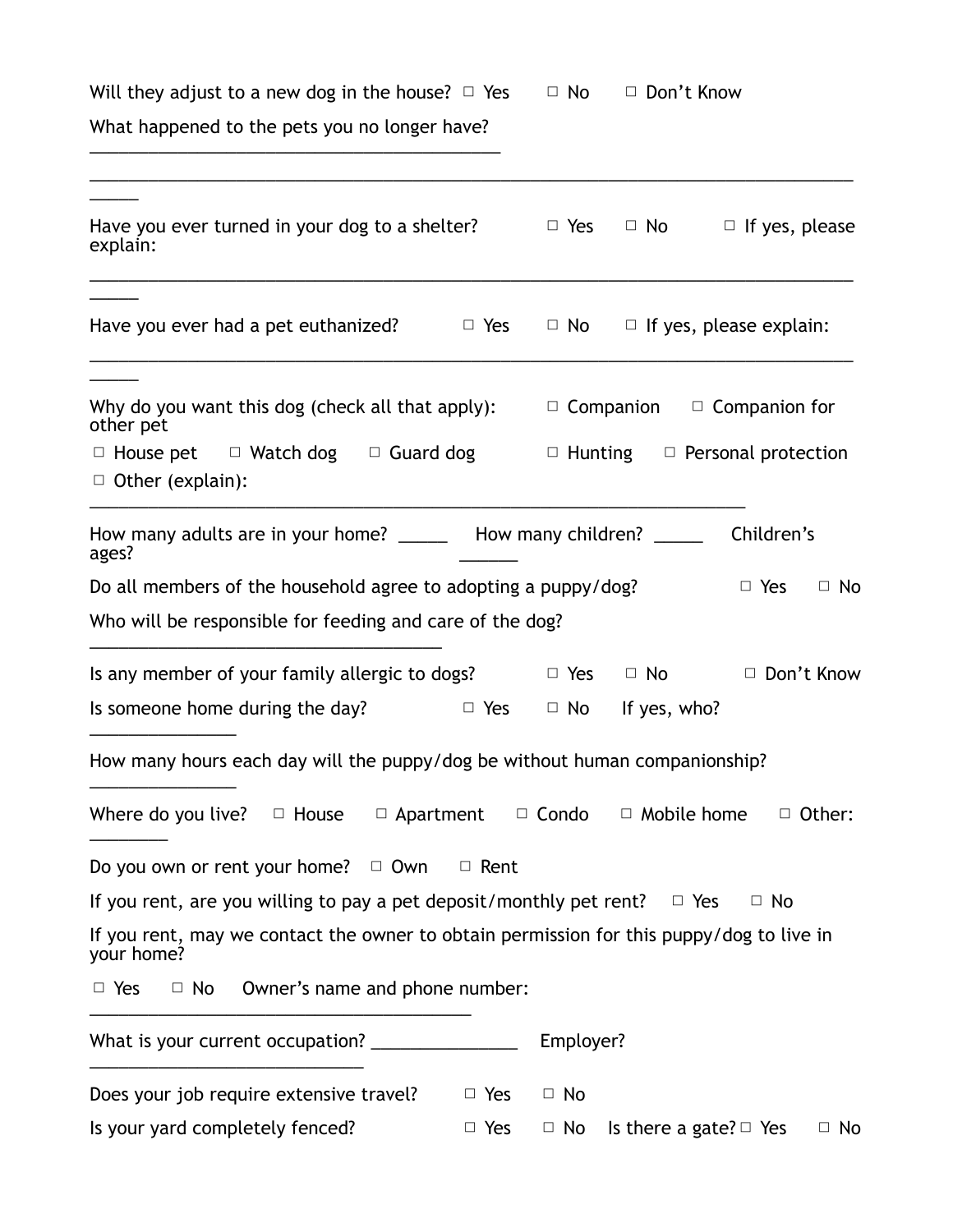Will they adjust to a new dog in the house? ☐ Yes ☐ No ☐ Don't Know

What happened to the pets you no longer have? _______________________________________________

_____________________________________________________________________________________

Have you ever turned in your dog to a shelter? ☐ Yes ☐ No ☐ If yes, please explain:

_____________________________________________________________________________________

Have you ever had a pet euthanized? ☐ Yes ☐ No ☐ If yes, please explain:

_____________________________________________________________________________________

Why do you want this dog (check all that apply): ☐ Companion ☐ Companion for other pet

☐ House pet ☐ Watch dog ☐ Guard dog ☐ Hunting ☐ Personal protection

☐ Other (explain): _____________________________________________________________________

How many adults are in your home? _____ How many children? _____ Children's ages? ______

Do all members of the household agree to adopting a puppy/dog? ☐ Yes ☐ No

Who will be responsible for feeding and care of the dog? ________________________________________

Is any member of your family allergic to dogs? ☐ Yes ☐ No ☐ Don't Know

Is someone home during the day? ☐ Yes ☐ No If yes, who? _______________

How many hours each day will the puppy/dog be without human companionship? _______________

Where do you live? ☐ House ☐ Apartment ☐ Condo ☐ Mobile home ☐ Other: ________

Do you own or rent your home? ☐ Own ☐ Rent

If you rent, are you willing to pay a pet deposit/monthly pet rent? ☐ Yes ☐ No

If you rent, may we contact the owner to obtain permission for this puppy/dog to live in your home?

☐ Yes ☐ No Owner's name and phone number: ________________________________________

What is your current occupation? _______________ Employer? ______________________________

Does your job require extensive travel? ☐ Yes ☐ No

Is your yard completely fenced? ☐ Yes ☐ No Is there a gate? ☐ Yes ☐ No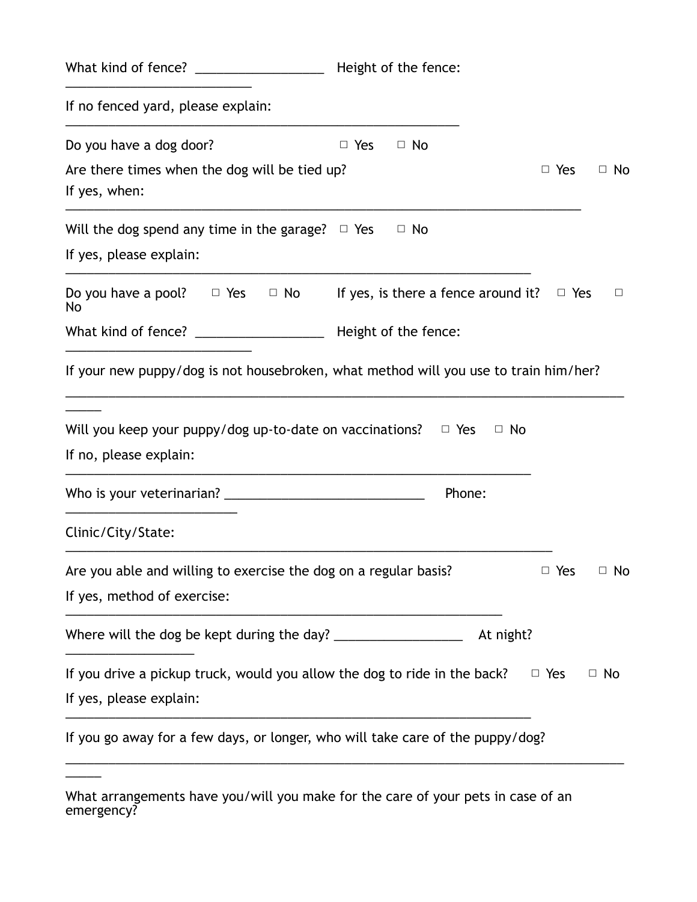What kind of fence? __________________ Height of the fence: __________________________

If no fenced yard, please explain: ___________________________________________________________

Do you have a dog door? ☐ Yes ☐ No

Are there times when the dog will be tied up? ☐ Yes ☐ No

If yes, when: ______________________________________________________________________________

Will the dog spend any time in the garage? ☐ Yes ☐ No

If yes, please explain: ____________________________________________________________________

Do you have a pool? ☐ Yes ☐ No If yes, is there a fence around it? ☐ Yes ☐ No

What kind of fence? __________________ Height of the fence: __________________________

If your new puppy/dog is not housebroken, what method will you use to train him/her? _____________________________________________________________________________________

Will you keep your puppy/dog up-to-date on vaccinations? ☐ Yes ☐ No

If no, please explain: _____________________________________________________________________

Who is your veterinarian? _____________________________ Phone: _________________________

Clinic/City/State: _________________________________________________________________________

Are you able and willing to exercise the dog on a regular basis? ☐ Yes ☐ No

If yes, method of exercise: _________________________________________________________________

Where will the dog be kept during the day? __________________ At night? __________________

If you drive a pickup truck, would you allow the dog to ride in the back? ☐ Yes ☐ No

If yes, please explain: _____________________________________________________________________

If you go away for a few days, or longer, who will take care of the puppy/dog? _____________________________________________________________________________________

What arrangements have you/will you make for the care of your pets in case of an emergency?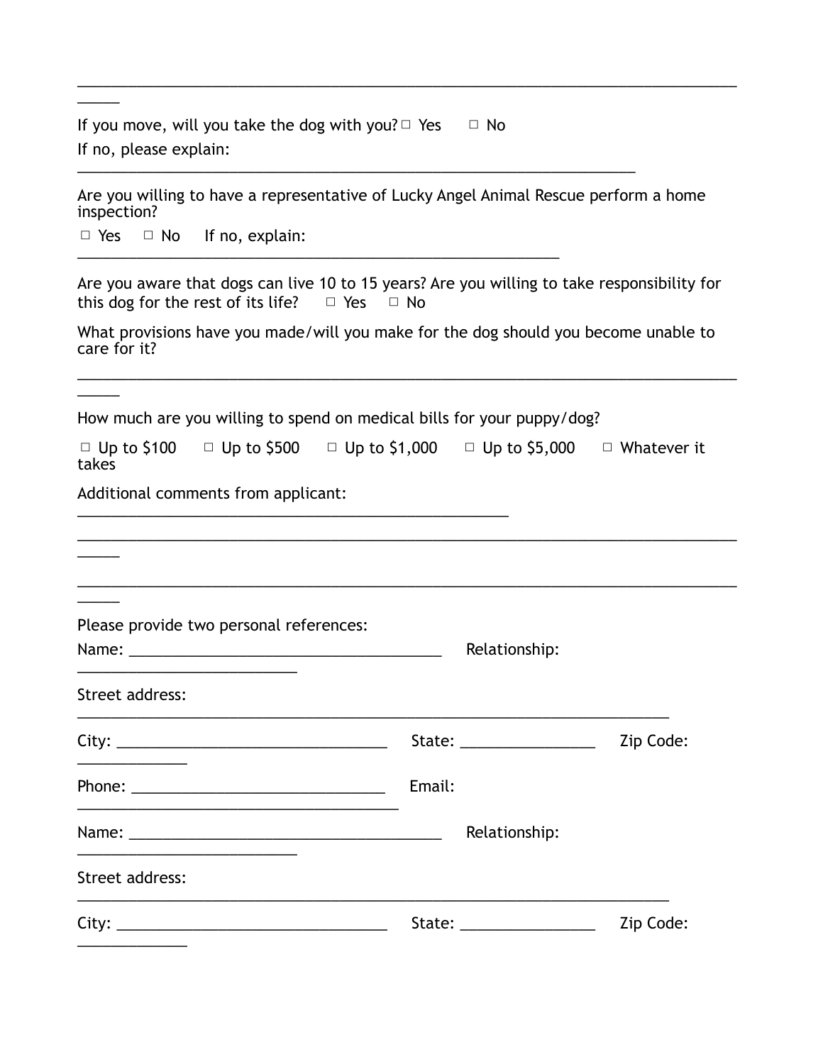___________________________________________________________________________

If you move, will you take the dog with you? □ Yes □ No

If no, please explain: ___________________________________________________________________________

Are you willing to have a representative of Lucky Angel Animal Rescue perform a home inspection?

□ Yes □ No If no, explain: ___________________________________________________________________________

Are you aware that dogs can live 10 to 15 years? Are you willing to take responsibility for this dog for the rest of its life? □ Yes □ No

What provisions have you made/will you make for the dog should you become unable to care for it?

___________________________________________________________________________

How much are you willing to spend on medical bills for your puppy/dog?

□ Up to $100 □ Up to $500 □ Up to $1,000 □ Up to $5,000 □ Whatever it takes

Additional comments from applicant: ___________________________________________________________________________

___________________________________________________________________________

___________________________________________________________________________

Please provide two personal references:

Name: ________________________________________ Relationship: ___________________________

Street address: ___________________________________________________________________________

City: __________________________________ State: _________________ Zip Code: ______________

Phone: _______________________________ Email: ________________________________________

Name: ________________________________________ Relationship: ___________________________

Street address: ___________________________________________________________________________

City: __________________________________ State: _________________ Zip Code: ______________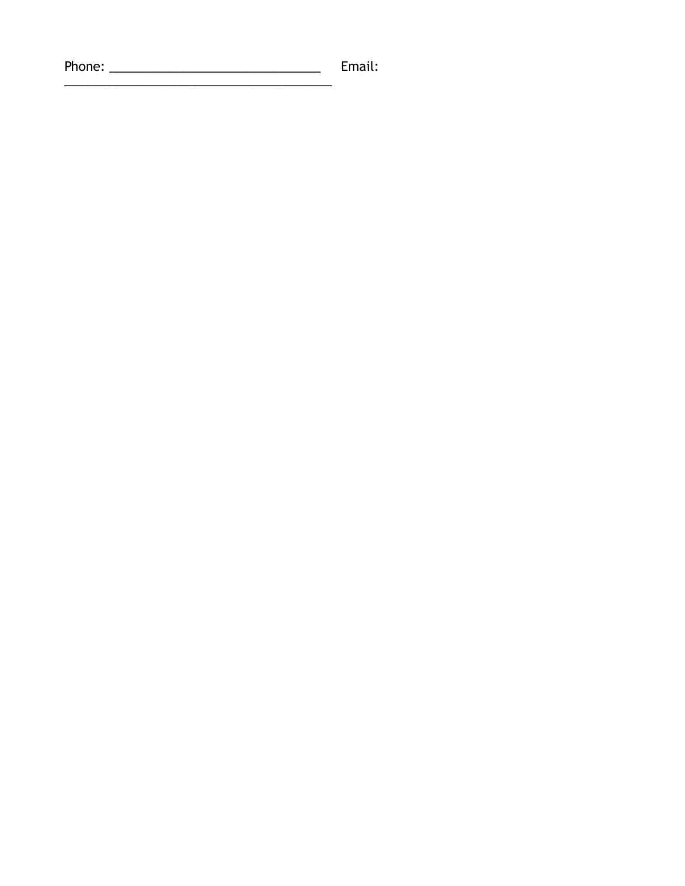Phone: ______________________________ Email: _______________________________________